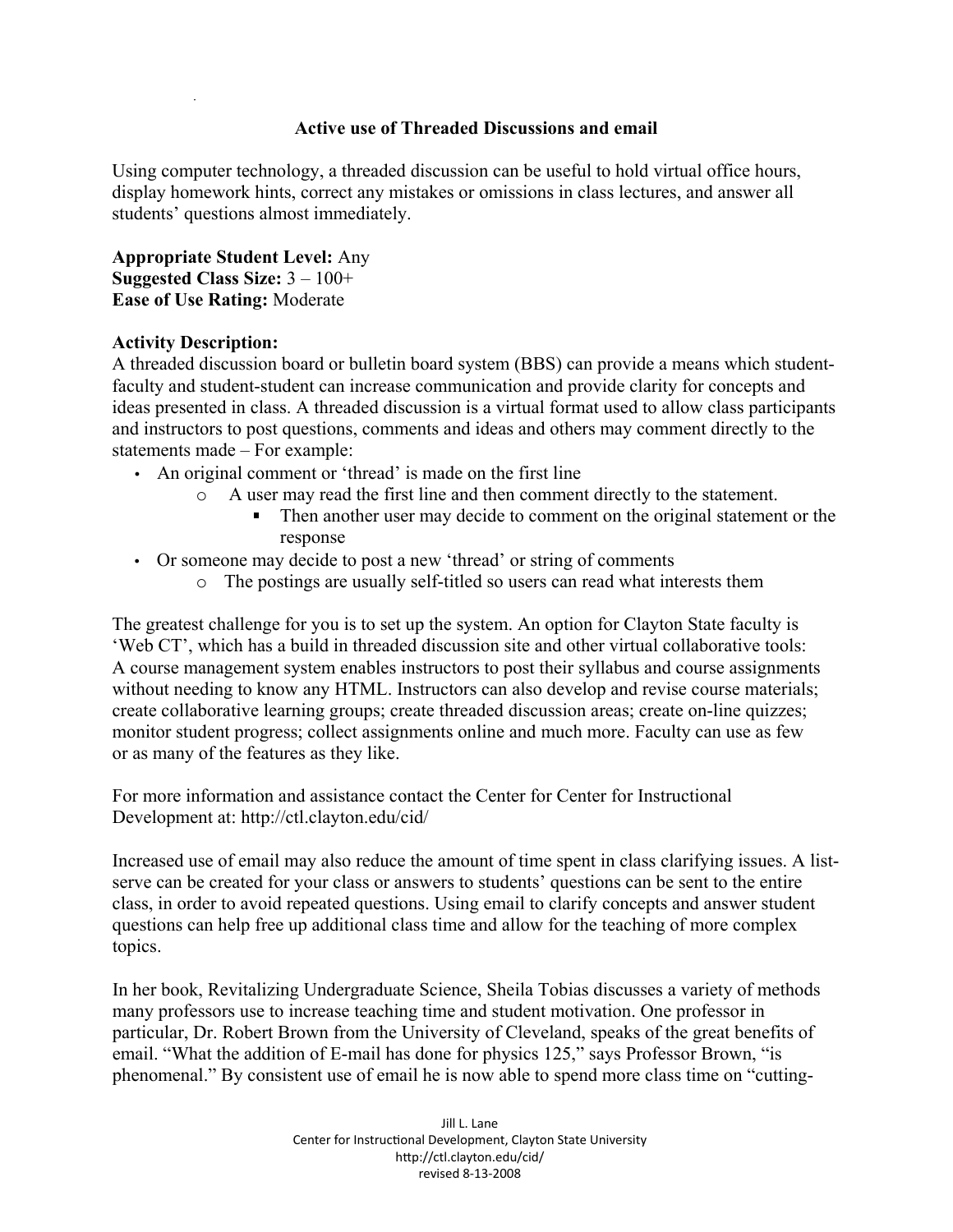## Active use of Threaded Discussions and email

Using computer technology, a threaded discussion can be useful to hold virtual office hours, display homework hints, correct any mistakes or omissions in class lectures, and answer all students' questions almost immediately.

**Appropriate Student Level:** Any
**Suggested Class Size:** 3 – 100+
**Ease of Use Rating:** Moderate

**Activity Description:**
A threaded discussion board or bulletin board system (BBS) can provide a means which student-faculty and student-student can increase communication and provide clarity for concepts and ideas presented in class. A threaded discussion is a virtual format used to allow class participants and instructors to post questions, comments and ideas and others may comment directly to the statements made – For example:

- An original comment or 'thread' is made on the first line
    - A user may read the first line and then comment directly to the statement.
        - Then another user may decide to comment on the original statement or the response
- Or someone may decide to post a new 'thread' or string of comments
    - The postings are usually self-titled so users can read what interests them

The greatest challenge for you is to set up the system. An option for Clayton State faculty is 'Web CT', which has a build in threaded discussion site and other virtual collaborative tools: A course management system enables instructors to post their syllabus and course assignments without needing to know any HTML. Instructors can also develop and revise course materials; create collaborative learning groups; create threaded discussion areas; create on-line quizzes; monitor student progress; collect assignments online and much more. Faculty can use as few or as many of the features as they like.

For more information and assistance contact the Center for Center for Instructional Development at: http://ctl.clayton.edu/cid/

Increased use of email may also reduce the amount of time spent in class clarifying issues. A list-serve can be created for your class or answers to students' questions can be sent to the entire class, in order to avoid repeated questions. Using email to clarify concepts and answer student questions can help free up additional class time and allow for the teaching of more complex topics.

In her book, Revitalizing Undergraduate Science, Sheila Tobias discusses a variety of methods many professors use to increase teaching time and student motivation. One professor in particular, Dr. Robert Brown from the University of Cleveland, speaks of the great benefits of email. "What the addition of E-mail has done for physics 125," says Professor Brown, "is phenomenal." By consistent use of email he is now able to spend more class time on "cutting-

Jill L. Lane
Center for Instructional Development, Clayton State University
http://ctl.clayton.edu/cid/
revised 8-13-2008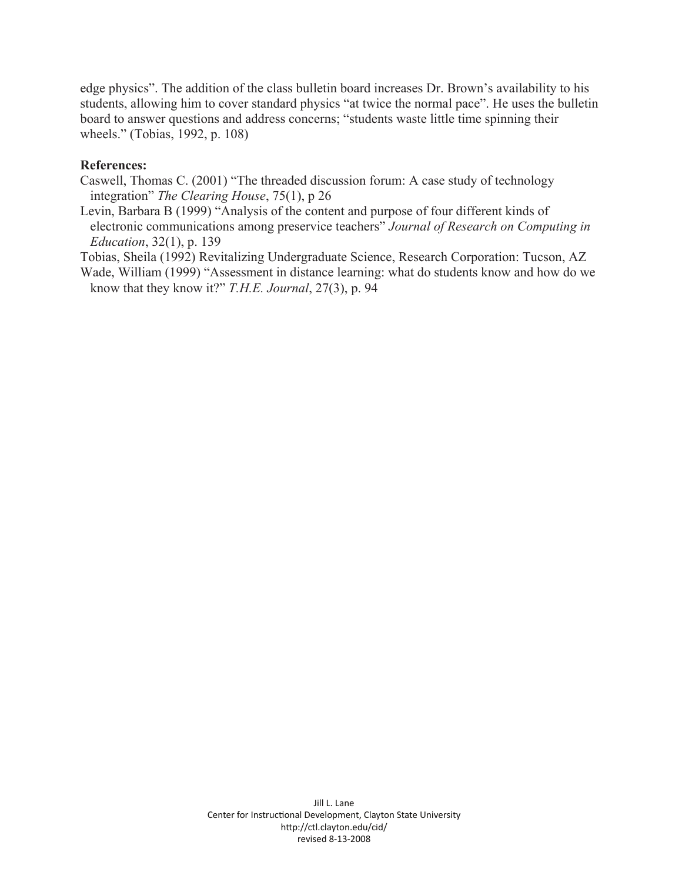edge physics”. The addition of the class bulletin board increases Dr. Brown’s availability to his students, allowing him to cover standard physics “at twice the normal pace”. He uses the bulletin board to answer questions and address concerns; “students waste little time spinning their wheels.” (Tobias, 1992, p. 108)

**References:**

Caswell, Thomas C. (2001) “The threaded discussion forum: A case study of technology integration” *The Clearing House*, 75(1), p 26

Levin, Barbara B (1999) “Analysis of the content and purpose of four different kinds of electronic communications among preservice teachers” *Journal of Research on Computing in Education*, 32(1), p. 139

Tobias, Sheila (1992) Revitalizing Undergraduate Science, Research Corporation: Tucson, AZ

Wade, William (1999) “Assessment in distance learning: what do students know and how do we know that they know it?” *T.H.E. Journal*, 27(3), p. 94